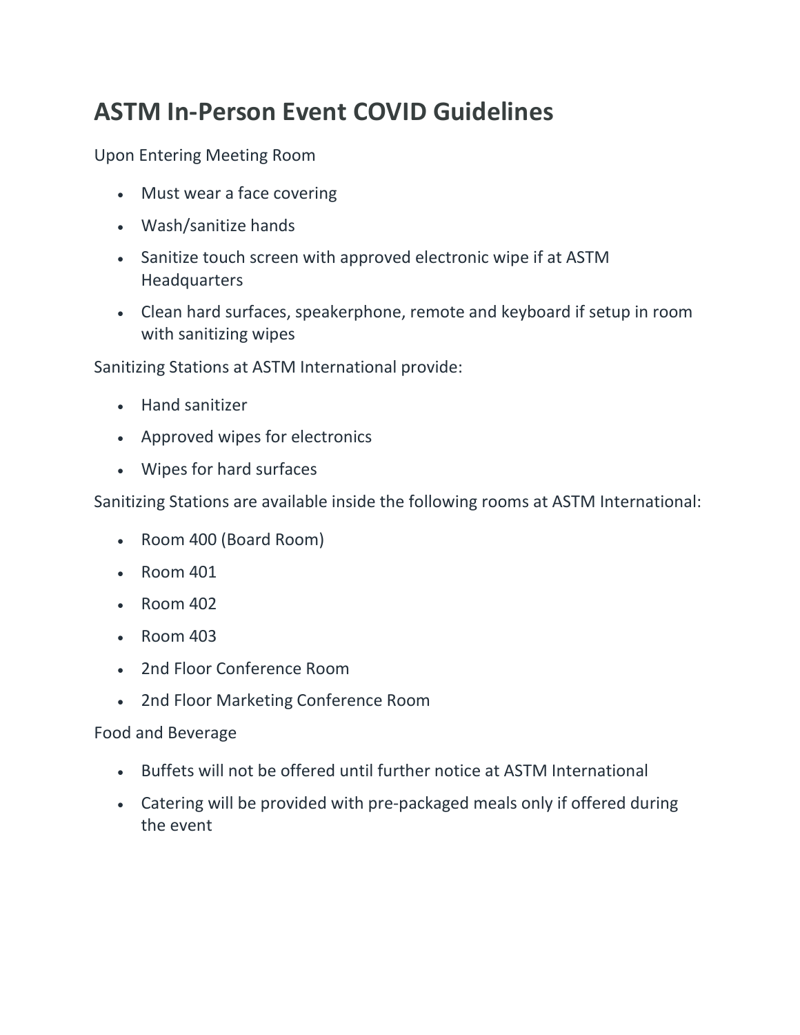# ASTM In-Person Event COVID Guidelines

Upon Entering Meeting Room

- Must wear a face covering
- Wash/sanitize hands
- Sanitize touch screen with approved electronic wipe if at ASTM Headquarters
- Clean hard surfaces, speakerphone, remote and keyboard if setup in room with sanitizing wipes

Sanitizing Stations at ASTM International provide:

- Hand sanitizer
- Approved wipes for electronics
- Wipes for hard surfaces

Sanitizing Stations are available inside the following rooms at ASTM International:

- Room 400 (Board Room)
- Room 401
- Room 402
- Room 403
- 2nd Floor Conference Room
- 2nd Floor Marketing Conference Room

Food and Beverage

- Buffets will not be offered until further notice at ASTM International
- Catering will be provided with pre-packaged meals only if offered during the event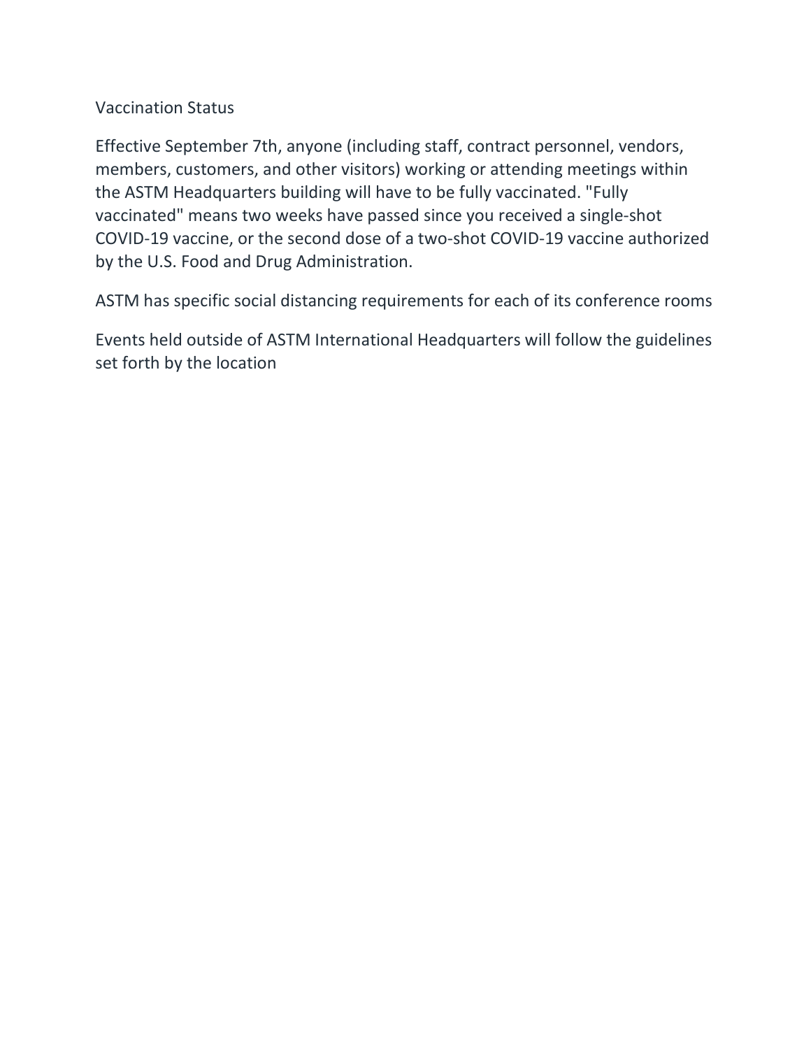Vaccination Status

Effective September 7th, anyone (including staff, contract personnel, vendors, members, customers, and other visitors) working or attending meetings within the ASTM Headquarters building will have to be fully vaccinated. "Fully vaccinated" means two weeks have passed since you received a single-shot COVID-19 vaccine, or the second dose of a two-shot COVID-19 vaccine authorized by the U.S. Food and Drug Administration.

ASTM has specific social distancing requirements for each of its conference rooms

Events held outside of ASTM International Headquarters will follow the guidelines set forth by the location